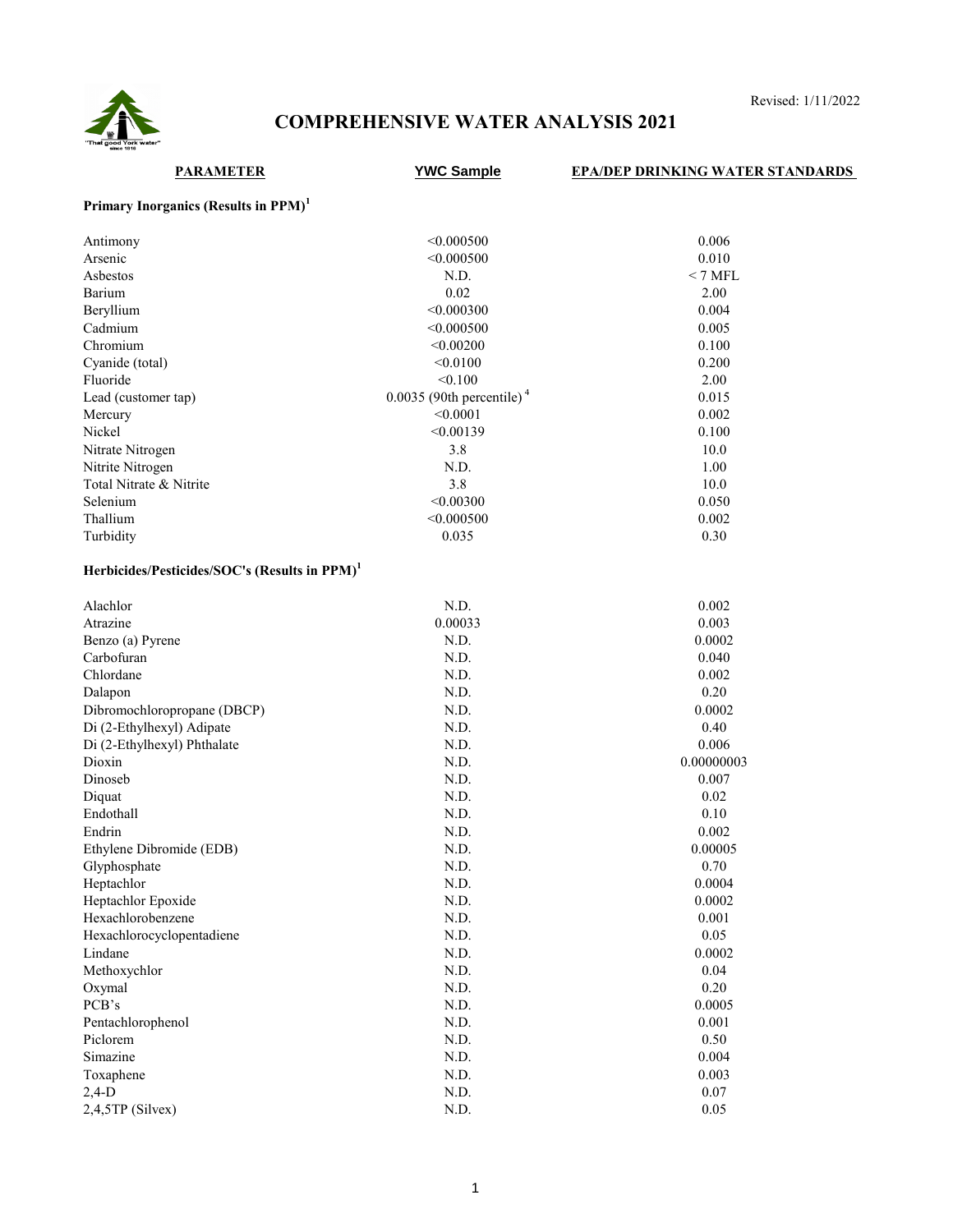Revised: 1/11/2022

"That good York water" since 1816

# COMPREHENSIVE WATER ANALYSIS 2021

| PARAMETER | YWC Sample | EPA/DEP DRINKING WATER STANDARDS |
|---|---|---|
| **Primary Inorganics (Results in PPM)[1]** | | |
| Antimony | <0.000500 | 0.006 |
| Arsenic | <0.000500 | 0.010 |
| Asbestos | N.D. | < 7 MFL |
| Barium | 0.02 | 2.00 |
| Beryllium | <0.000300 | 0.004 |
| Cadmium | <0.000500 | 0.005 |
| Chromium | <0.00200 | 0.100 |
| Cyanide (total) | <0.0100 | 0.200 |
| Fluoride | <0.100 | 2.00 |
| Lead (customer tap) | 0.0035 (90th percentile)[4] | 0.015 |
| Mercury | <0.0001 | 0.002 |
| Nickel | <0.00139 | 0.100 |
| Nitrate Nitrogen | 3.8 | 10.0 |
| Nitrite Nitrogen | N.D. | 1.00 |
| Total Nitrate & Nitrite | 3.8 | 10.0 |
| Selenium | <0.00300 | 0.050 |
| Thallium | <0.000500 | 0.002 |
| Turbidity | 0.035 | 0.30 |
| **Herbicides/Pesticides/SOC's (Results in PPM)[1]** | | |
| Alachlor | N.D. | 0.002 |
| Atrazine | 0.00033 | 0.003 |
| Benzo (a) Pyrene | N.D. | 0.0002 |
| Carbofuran | N.D. | 0.040 |
| Chlordane | N.D. | 0.002 |
| Dalapon | N.D. | 0.20 |
| Dibromochloropropane (DBCP) | N.D. | 0.0002 |
| Di (2-Ethylhexyl) Adipate | N.D. | 0.40 |
| Di (2-Ethylhexyl) Phthalate | N.D. | 0.006 |
| Dioxin | N.D. | 0.00000003 |
| Dinoseb | N.D. | 0.007 |
| Diquat | N.D. | 0.02 |
| Endothall | N.D. | 0.10 |
| Endrin | N.D. | 0.002 |
| Ethylene Dibromide (EDB) | N.D. | 0.00005 |
| Glyphosphate | N.D. | 0.70 |
| Heptachlor | N.D. | 0.0004 |
| Heptachlor Epoxide | N.D. | 0.0002 |
| Hexachlorobenzene | N.D. | 0.001 |
| Hexachlorocyclopentadiene | N.D. | 0.05 |
| Lindane | N.D. | 0.0002 |
| Methoxychlor | N.D. | 0.04 |
| Oxymal | N.D. | 0.20 |
| PCB's | N.D. | 0.0005 |
| Pentachlorophenol | N.D. | 0.001 |
| Piclorem | N.D. | 0.50 |
| Simazine | N.D. | 0.004 |
| Toxaphene | N.D. | 0.003 |
| 2,4-D | N.D. | 0.07 |
| 2,4,5TP (Silvex) | N.D. | 0.05 |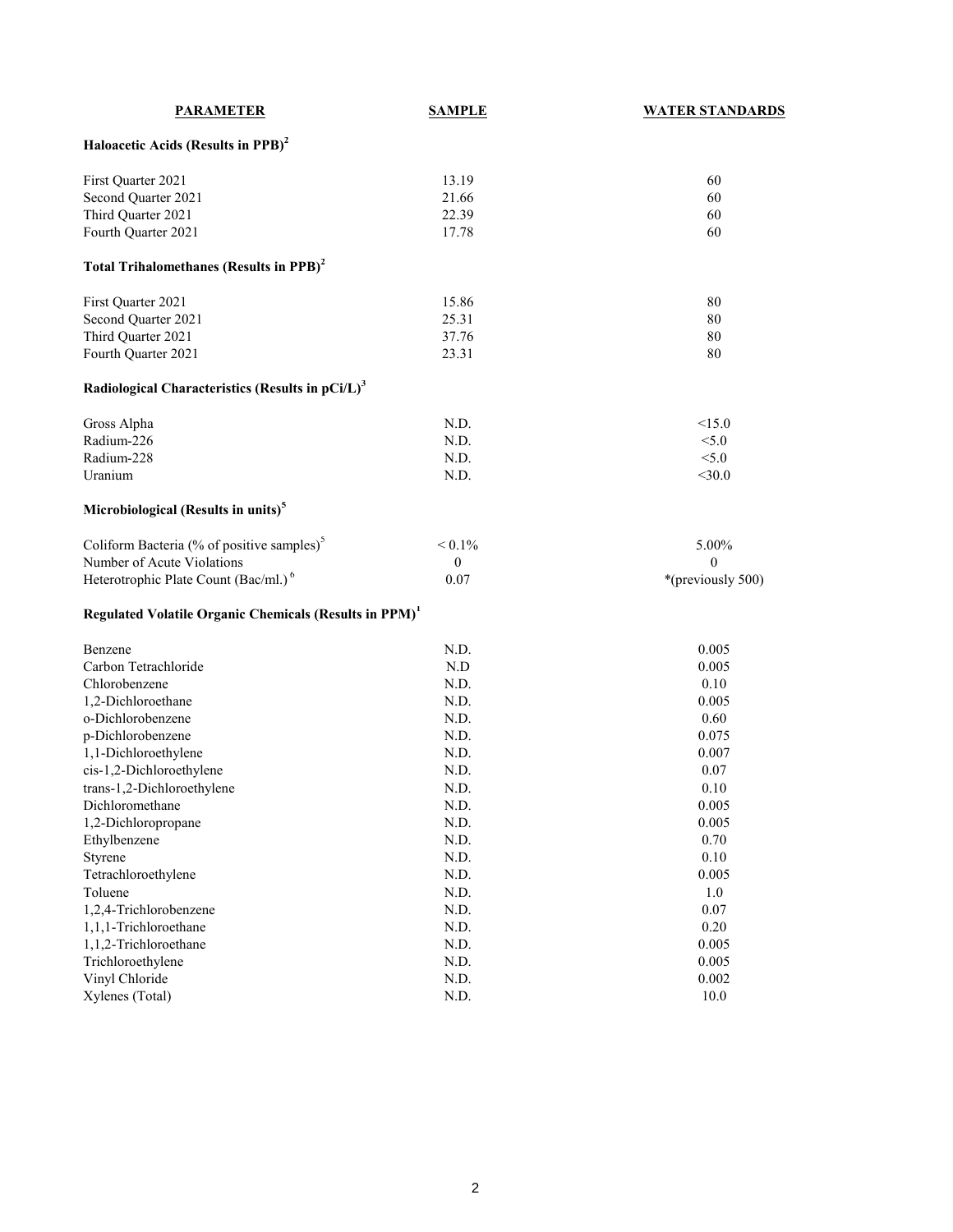| PARAMETER | SAMPLE | WATER STANDARDS |
|---|---|---|
| **Haloacetic Acids (Results in PPB)[2]** | | |
| First Quarter 2021 | 13.19 | 60 |
| Second Quarter 2021 | 21.66 | 60 |
| Third Quarter 2021 | 22.39 | 60 |
| Fourth Quarter 2021 | 17.78 | 60 |
| **Total Trihalomethanes (Results in PPB)[2]** | | |
| First Quarter 2021 | 15.86 | 80 |
| Second Quarter 2021 | 25.31 | 80 |
| Third Quarter 2021 | 37.76 | 80 |
| Fourth Quarter 2021 | 23.31 | 80 |
| **Radiological Characteristics (Results in pCi/L)[3]** | | |
| Gross Alpha | N.D. | <15.0 |
| Radium-226 | N.D. | <5.0 |
| Radium-228 | N.D. | <5.0 |
| Uranium | N.D. | <30.0 |
| **Microbiological (Results in units)[5]** | | |
| Coliform Bacteria (% of positive samples)[5] | < 0.1% | 5.00% |
| Number of Acute Violations | 0 | 0 |
| Heterotrophic Plate Count (Bac/ml.)[6] | 0.07 | *(previously 500) |
| **Regulated Volatile Organic Chemicals (Results in PPM)[1]** | | |
| Benzene | N.D. | 0.005 |
| Carbon Tetrachloride | N.D | 0.005 |
| Chlorobenzene | N.D. | 0.10 |
| 1,2-Dichloroethane | N.D. | 0.005 |
| o-Dichlorobenzene | N.D. | 0.60 |
| p-Dichlorobenzene | N.D. | 0.075 |
| 1,1-Dichloroethylene | N.D. | 0.007 |
| cis-1,2-Dichloroethylene | N.D. | 0.07 |
| trans-1,2-Dichloroethylene | N.D. | 0.10 |
| Dichloromethane | N.D. | 0.005 |
| 1,2-Dichloropropane | N.D. | 0.005 |
| Ethylbenzene | N.D. | 0.70 |
| Styrene | N.D. | 0.10 |
| Tetrachloroethylene | N.D. | 0.005 |
| Toluene | N.D. | 1.0 |
| 1,2,4-Trichlorobenzene | N.D. | 0.07 |
| 1,1,1-Trichloroethane | N.D. | 0.20 |
| 1,1,2-Trichloroethane | N.D. | 0.005 |
| Trichloroethylene | N.D. | 0.005 |
| Vinyl Chloride | N.D. | 0.002 |
| Xylenes (Total) | N.D. | 10.0 |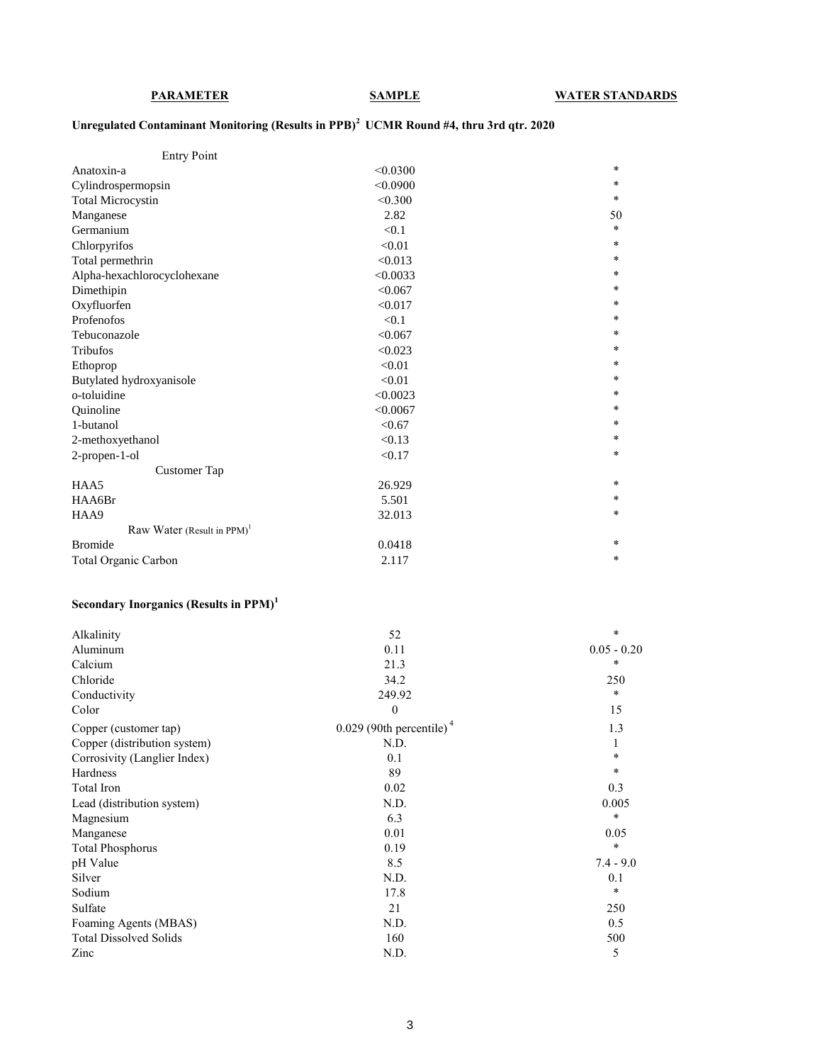| PARAMETER | SAMPLE | WATER STANDARDS |
|---|---|---|
| **Unregulated Contaminant Monitoring (Results in PPB)[2] UCMR Round #4, thru 3rd qtr. 2020** | | |
| Entry Point | | |
| Anatoxin-a | <0.0300 | * |
| Cylindrospermopsin | <0.0900 | * |
| Total Microcystin | <0.300 | * |
| Manganese | 2.82 | 50 |
| Germanium | <0.1 | * |
| Chlorpyrifos | <0.01 | * |
| Total permethrin | <0.013 | * |
| Alpha-hexachlorocyclohexane | <0.0033 | * |
| Dimethipin | <0.067 | * |
| Oxyfluorfen | <0.017 | * |
| Profenofos | <0.1 | * |
| Tebuconazole | <0.067 | * |
| Tribufos | <0.023 | * |
| Ethoprop | <0.01 | * |
| Butylated hydroxyanisole | <0.01 | * |
| o-toluidine | <0.0023 | * |
| Quinoline | <0.0067 | * |
| 1-butanol | <0.67 | * |
| 2-methoxyethanol | <0.13 | * |
| 2-propen-1-ol | <0.17 | * |
| Customer Tap | | |
| HAA5 | 26.929 | * |
| HAA6Br | 5.501 | * |
| HAA9 | 32.013 | * |
| Raw Water (Result in PPM)[1] | | |
| Bromide | 0.0418 | * |
| Total Organic Carbon | 2.117 | * |
| **Secondary Inorganics (Results in PPM)[1]** | | |
| Alkalinity | 52 | * |
| Aluminum | 0.11 | 0.05 - 0.20 |
| Calcium | 21.3 | * |
| Chloride | 34.2 | 250 |
| Conductivity | 249.92 | * |
| Color | 0 | 15 |
| Copper (customer tap) | 0.029 (90th percentile)[4] | 1.3 |
| Copper (distribution system) | N.D. | 1 |
| Corrosivity (Langlier Index) | 0.1 | * |
| Hardness | 89 | * |
| Total Iron | 0.02 | 0.3 |
| Lead (distribution system) | N.D. | 0.005 |
| Magnesium | 6.3 | * |
| Manganese | 0.01 | 0.05 |
| Total Phosphorus | 0.19 | * |
| pH Value | 8.5 | 7.4 - 9.0 |
| Silver | N.D. | 0.1 |
| Sodium | 17.8 | * |
| Sulfate | 21 | 250 |
| Foaming Agents (MBAS) | N.D. | 0.5 |
| Total Dissolved Solids | 160 | 500 |
| Zinc | N.D. | 5 |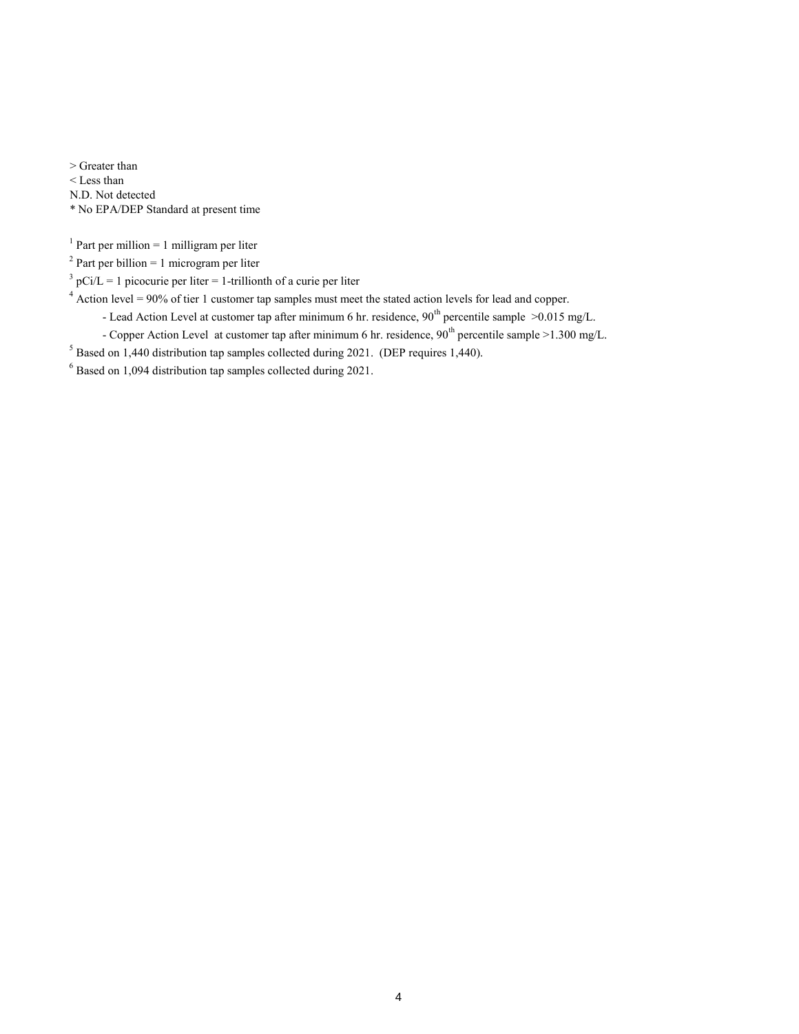> Greater than
< Less than
N.D. Not detected
* No EPA/DEP Standard at present time

[1] Part per million = 1 milligram per liter

[2] Part per billion = 1 microgram per liter

[3] pCi/L = 1 picocurie per liter = 1-trillionth of a curie per liter

[4] Action level = 90% of tier 1 customer tap samples must meet the stated action levels for lead and copper.

- Lead Action Level at customer tap after minimum 6 hr. residence, $90^{th}$ percentile sample >0.015 mg/L.
- Copper Action Level at customer tap after minimum 6 hr. residence, $90^{th}$ percentile sample >1.300 mg/L.

[5] Based on 1,440 distribution tap samples collected during 2021. (DEP requires 1,440).

[6] Based on 1,094 distribution tap samples collected during 2021.